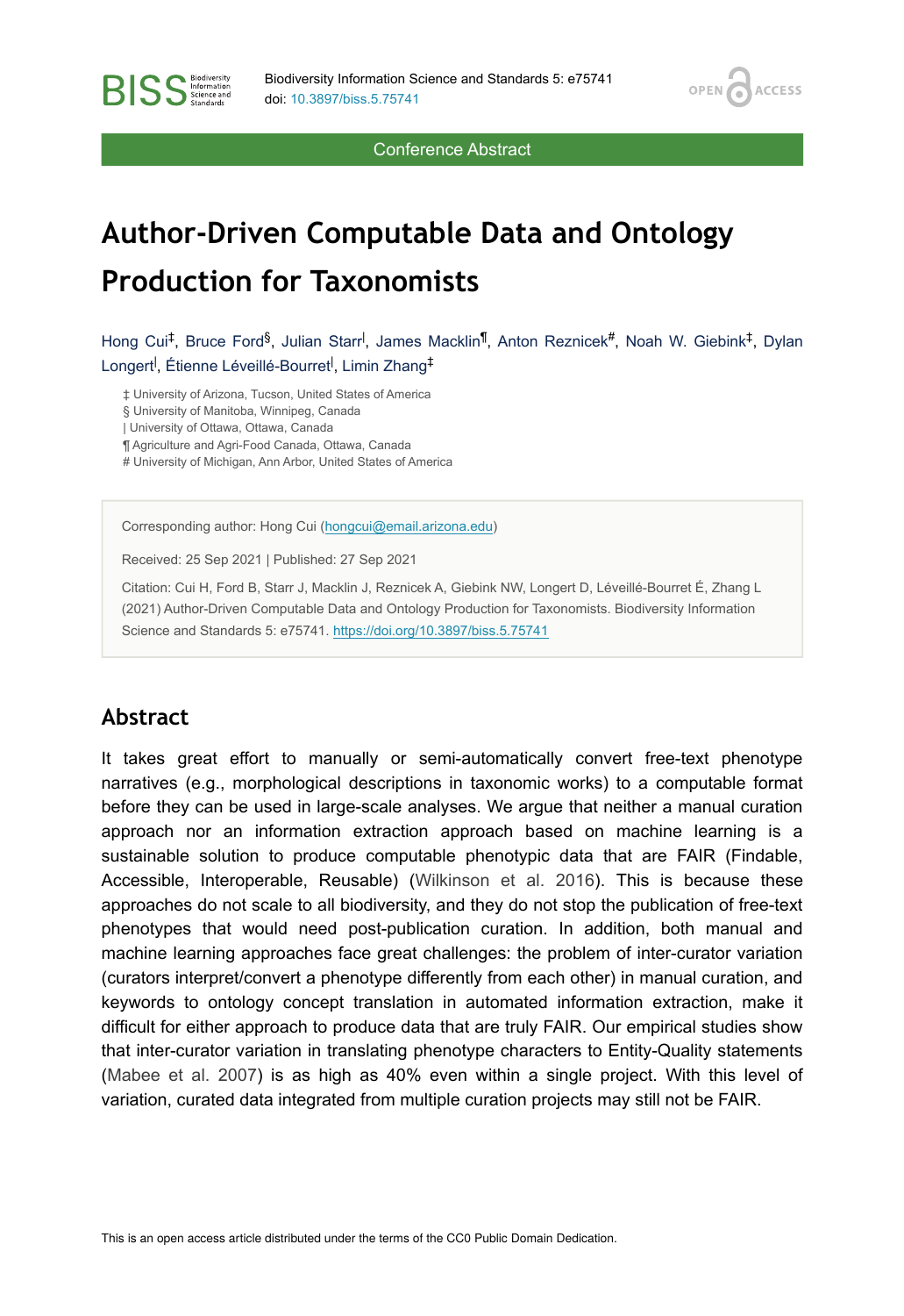Conference Abstract

# Author-Driven Computable Data and Ontology Production for Taxonomists

Hong Cui[‡], Bruce Ford[§], Julian Starr[|], James Macklin[¶], Anton Reznicek[#], Noah W. Giebink[‡], Dylan Longert[|], Étienne Léveillé-Bourret[|], Limin Zhang[‡]

‡ University of Arizona, Tucson, United States of America
§ University of Manitoba, Winnipeg, Canada
| University of Ottawa, Ottawa, Canada
¶ Agriculture and Agri-Food Canada, Ottawa, Canada
\# University of Michigan, Ann Arbor, United States of America

Corresponding author: Hong Cui (hongcui@email.arizona.edu)

Received: 25 Sep 2021 | Published: 27 Sep 2021

Citation: Cui H, Ford B, Starr J, Macklin J, Reznicek A, Giebink NW, Longert D, Léveillé-Bourret É, Zhang L (2021) Author-Driven Computable Data and Ontology Production for Taxonomists. Biodiversity Information Science and Standards 5: e75741. https://doi.org/10.3897/biss.5.75741

## Abstract

It takes great effort to manually or semi-automatically convert free-text phenotype narratives (e.g., morphological descriptions in taxonomic works) to a computable format before they can be used in large-scale analyses. We argue that neither a manual curation approach nor an information extraction approach based on machine learning is a sustainable solution to produce computable phenotypic data that are FAIR (Findable, Accessible, Interoperable, Reusable) (Wilkinson et al. 2016). This is because these approaches do not scale to all biodiversity, and they do not stop the publication of free-text phenotypes that would need post-publication curation. In addition, both manual and machine learning approaches face great challenges: the problem of inter-curator variation (curators interpret/convert a phenotype differently from each other) in manual curation, and keywords to ontology concept translation in automated information extraction, make it difficult for either approach to produce data that are truly FAIR. Our empirical studies show that inter-curator variation in translating phenotype characters to Entity-Quality statements (Mabee et al. 2007) is as high as 40% even within a single project. With this level of variation, curated data integrated from multiple curation projects may still not be FAIR.

This is an open access article distributed under the terms of the CC0 Public Domain Dedication.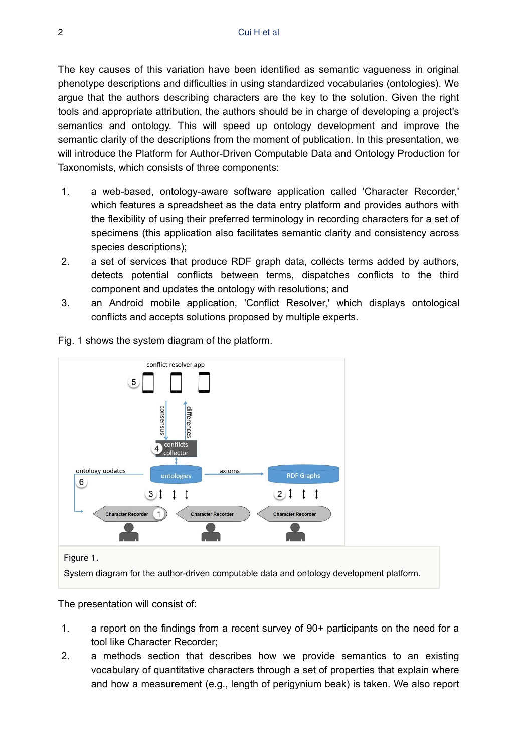The key causes of this variation have been identified as semantic vagueness in original phenotype descriptions and difficulties in using standardized vocabularies (ontologies). We argue that the authors describing characters are the key to the solution. Given the right tools and appropriate attribution, the authors should be in charge of developing a project's semantics and ontology. This will speed up ontology development and improve the semantic clarity of the descriptions from the moment of publication. In this presentation, we will introduce the Platform for Author-Driven Computable Data and Ontology Production for Taxonomists, which consists of three components:

1. a web-based, ontology-aware software application called 'Character Recorder,' which features a spreadsheet as the data entry platform and provides authors with the flexibility of using their preferred terminology in recording characters for a set of specimens (this application also facilitates semantic clarity and consistency across species descriptions);
2. a set of services that produce RDF graph data, collects terms added by authors, detects potential conflicts between terms, dispatches conflicts to the third component and updates the ontology with resolutions; and
3. an Android mobile application, 'Conflict Resolver,' which displays ontological conflicts and accepts solutions proposed by multiple experts.

Fig. 1 shows the system diagram of the platform.

Figure 1.

System diagram for the author-driven computable data and ontology development platform.

The presentation will consist of:

1. a report on the findings from a recent survey of 90+ participants on the need for a tool like Character Recorder;
2. a methods section that describes how we provide semantics to an existing vocabulary of quantitative characters through a set of properties that explain where and how a measurement (e.g., length of perigynium beak) is taken. We also report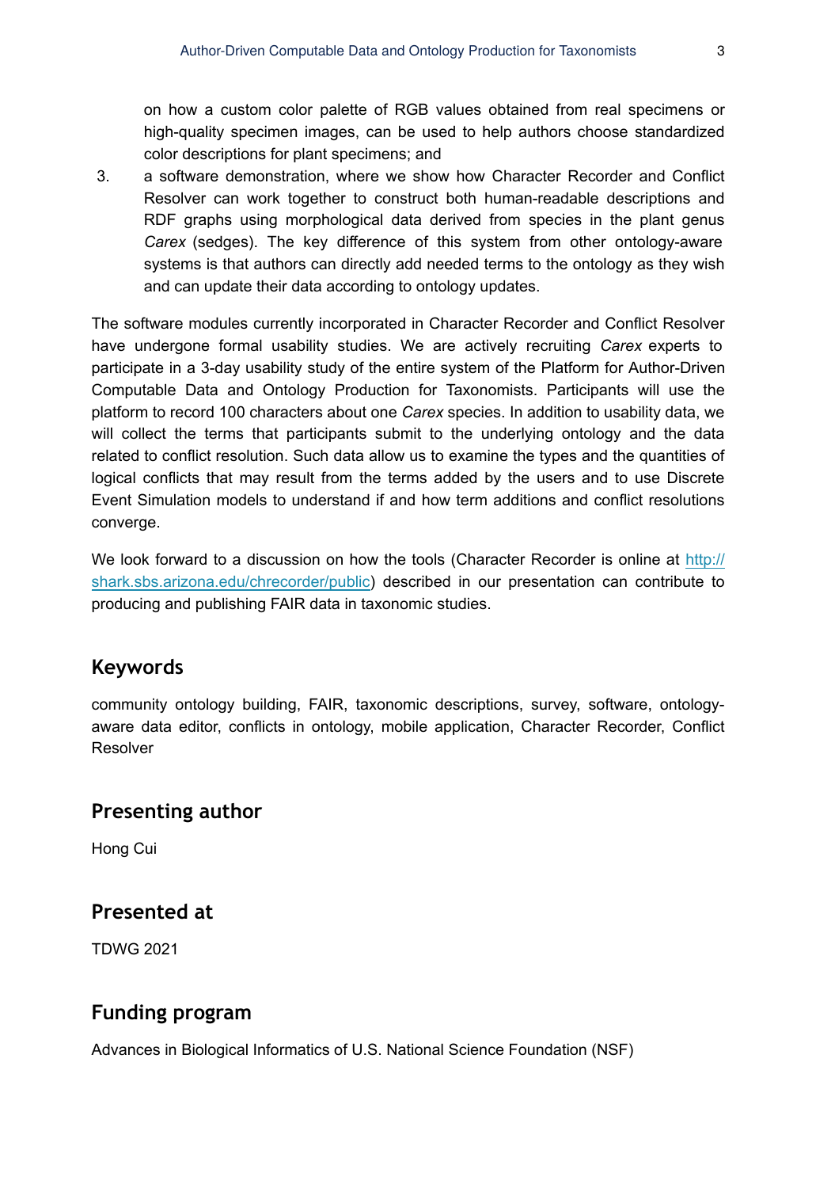on how a custom color palette of RGB values obtained from real specimens or high-quality specimen images, can be used to help authors choose standardized color descriptions for plant specimens; and

3. a software demonstration, where we show how Character Recorder and Conflict Resolver can work together to construct both human-readable descriptions and RDF graphs using morphological data derived from species in the plant genus *Carex* (sedges). The key difference of this system from other ontology-aware systems is that authors can directly add needed terms to the ontology as they wish and can update their data according to ontology updates.

The software modules currently incorporated in Character Recorder and Conflict Resolver have undergone formal usability studies. We are actively recruiting *Carex* experts to participate in a 3-day usability study of the entire system of the Platform for Author-Driven Computable Data and Ontology Production for Taxonomists. Participants will use the platform to record 100 characters about one *Carex* species. In addition to usability data, we will collect the terms that participants submit to the underlying ontology and the data related to conflict resolution. Such data allow us to examine the types and the quantities of logical conflicts that may result from the terms added by the users and to use Discrete Event Simulation models to understand if and how term additions and conflict resolutions converge.

We look forward to a discussion on how the tools (Character Recorder is online at [http://shark.sbs.arizona.edu/chrecorder/public](http://shark.sbs.arizona.edu/chrecorder/public)) described in our presentation can contribute to producing and publishing FAIR data in taxonomic studies.

## Keywords

community ontology building, FAIR, taxonomic descriptions, survey, software, ontology-aware data editor, conflicts in ontology, mobile application, Character Recorder, Conflict Resolver

## Presenting author

Hong Cui

## Presented at

TDWG 2021

## Funding program

Advances in Biological Informatics of U.S. National Science Foundation (NSF)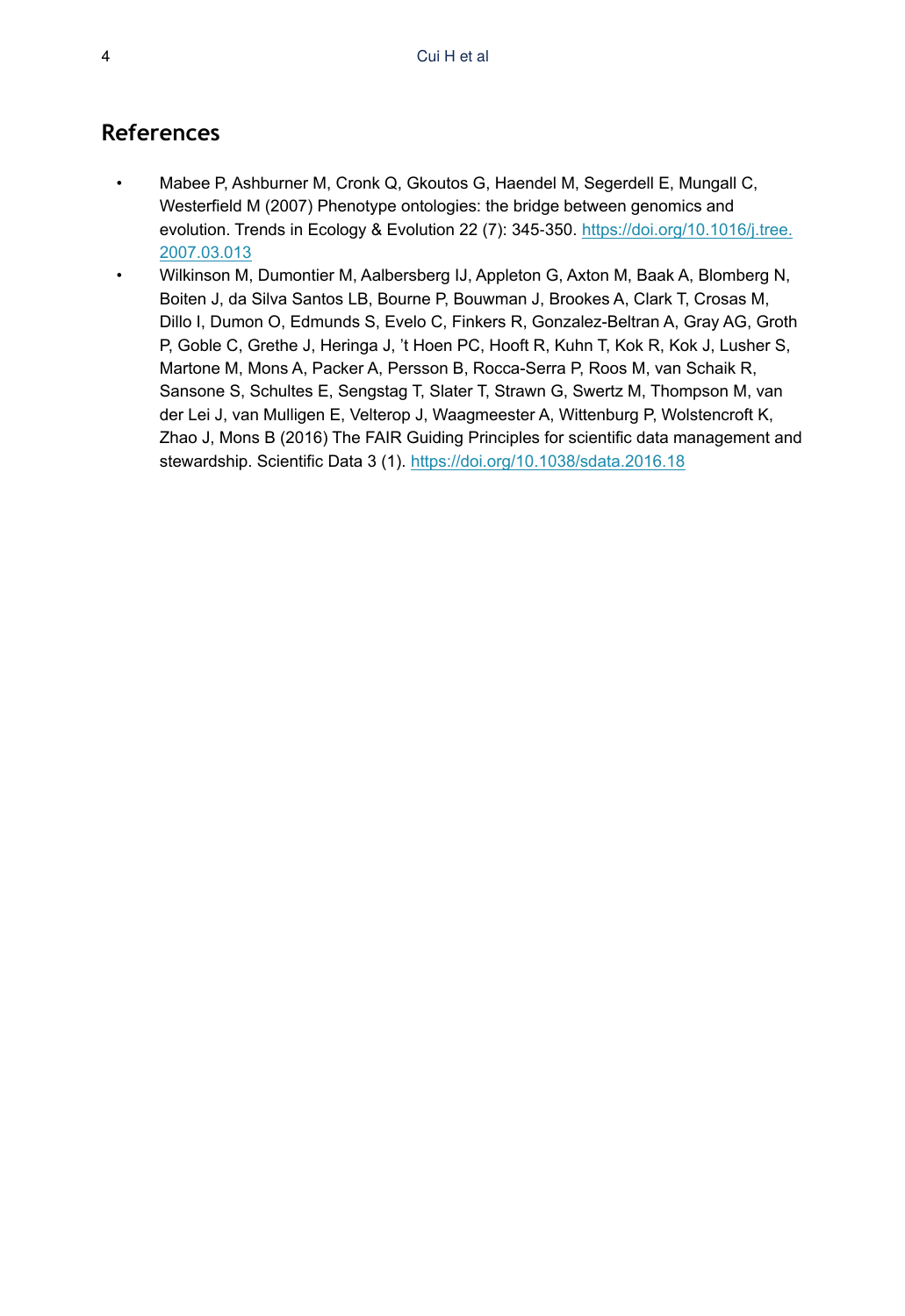## References

- Mabee P, Ashburner M, Cronk Q, Gkoutos G, Haendel M, Segerdell E, Mungall C, Westerfield M (2007) Phenotype ontologies: the bridge between genomics and evolution. Trends in Ecology & Evolution 22 (7): 345-350. https://doi.org/10.1016/j.tree.2007.03.013
- Wilkinson M, Dumontier M, Aalbersberg IJ, Appleton G, Axton M, Baak A, Blomberg N, Boiten J, da Silva Santos LB, Bourne P, Bouwman J, Brookes A, Clark T, Crosas M, Dillo I, Dumon O, Edmunds S, Evelo C, Finkers R, Gonzalez-Beltran A, Gray AG, Groth P, Goble C, Grethe J, Heringa J, 't Hoen PC, Hooft R, Kuhn T, Kok R, Kok J, Lusher S, Martone M, Mons A, Packer A, Persson B, Rocca-Serra P, Roos M, van Schaik R, Sansone S, Schultes E, Sengstag T, Slater T, Strawn G, Swertz M, Thompson M, van der Lei J, van Mulligen E, Velterop J, Waagmeester A, Wittenburg P, Wolstencroft K, Zhao J, Mons B (2016) The FAIR Guiding Principles for scientific data management and stewardship. Scientific Data 3 (1). https://doi.org/10.1038/sdata.2016.18